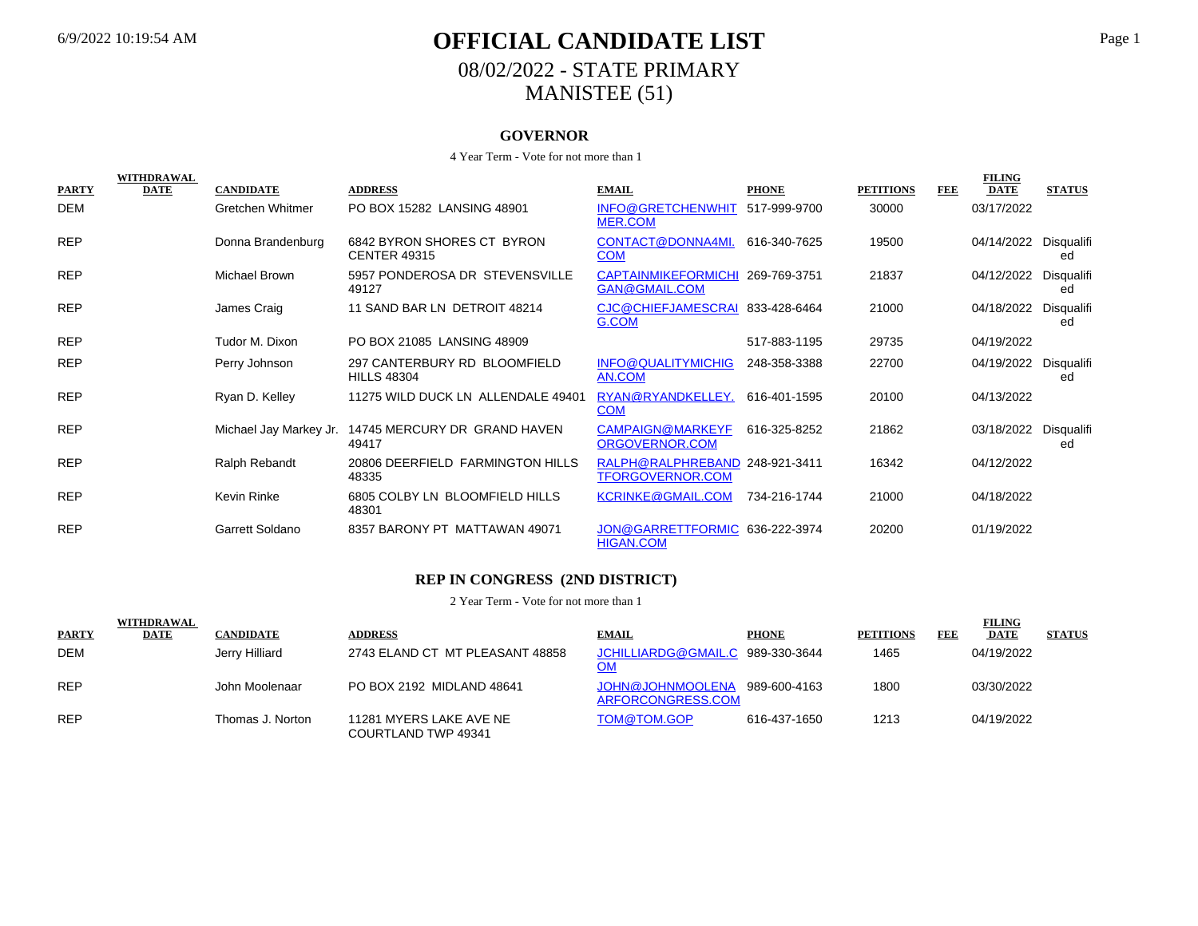# OFFICIAL CANDIDATE LIST

## 08/02/2022 - STATE PRIMARY

## MANISTEE (51)

### GOVERNOR

4 Year Term - Vote for not more than 1

| PARTY | WITHDRAWAL DATE | CANDIDATE | ADDRESS | EMAIL | PHONE | PETITIONS | FEE | FILING DATE | STATUS |
|---|---|---|---|---|---|---|---|---|---|
| DEM | | Gretchen Whitmer | PO BOX 15282 LANSING 48901 | INFO@GRETCHENWHITMER.COM | 517-999-9700 | 30000 | | 03/17/2022 | |
| REP | | Donna Brandenburg | 6842 BYRON SHORES CT BYRON CENTER 49315 | CONTACT@DONNA4MI.COM | 616-340-7625 | 19500 | | 04/14/2022 | Disqualified |
| REP | | Michael Brown | 5957 PONDEROSA DR STEVENSVILLE 49127 | CAPTAINMIKEFORMICHIGAN@GMAIL.COM | 269-769-3751 | 21837 | | 04/12/2022 | Disqualified |
| REP | | James Craig | 11 SAND BAR LN DETROIT 48214 | CJC@CHIEFJAMESCRAIG.COM | 833-428-6464 | 21000 | | 04/18/2022 | Disqualified |
| REP | | Tudor M. Dixon | PO BOX 21085 LANSING 48909 | | 517-883-1195 | 29735 | | 04/19/2022 | |
| REP | | Perry Johnson | 297 CANTERBURY RD BLOOMFIELD HILLS 48304 | INFO@QUALITYMICHIGAN.COM | 248-358-3388 | 22700 | | 04/19/2022 | Disqualified |
| REP | | Ryan D. Kelley | 11275 WILD DUCK LN ALLENDALE 49401 | RYAN@RYANDKELLEY.COM | 616-401-1595 | 20100 | | 04/13/2022 | |
| REP | | Michael Jay Markey Jr. | 14745 MERCURY DR GRAND HAVEN 49417 | CAMPAIGN@MARKEYFORGOVERNOR.COM | 616-325-8252 | 21862 | | 03/18/2022 | Disqualified |
| REP | | Ralph Rebandt | 20806 DEERFIELD FARMINGTON HILLS 48335 | RALPH@RALPHREBANDTFORGOVERNOR.COM | 248-921-3411 | 16342 | | 04/12/2022 | |
| REP | | Kevin Rinke | 6805 COLBY LN BLOOMFIELD HILLS 48301 | KCRINKE@GMAIL.COM | 734-216-1744 | 21000 | | 04/18/2022 | |
| REP | | Garrett Soldano | 8357 BARONY PT MATTAWAN 49071 | JON@GARRETTFORMICHIGAN.COM | 636-222-3974 | 20200 | | 01/19/2022 | |

### REP IN CONGRESS (2ND DISTRICT)

2 Year Term - Vote for not more than 1

| PARTY | WITHDRAWAL DATE | CANDIDATE | ADDRESS | EMAIL | PHONE | PETITIONS | FEE | FILING DATE | STATUS |
|---|---|---|---|---|---|---|---|---|---|
| DEM | | Jerry Hilliard | 2743 ELAND CT MT PLEASANT 48858 | JCHILLIARDG@GMAIL.COM | 989-330-3644 | 1465 | | 04/19/2022 | |
| REP | | John Moolenaar | PO BOX 2192 MIDLAND 48641 | JOHN@JOHNMOOLENAARFORCONGRESS.COM | 989-600-4163 | 1800 | | 03/30/2022 | |
| REP | | Thomas J. Norton | 11281 MYERS LAKE AVE NE COURTLAND TWP 49341 | TOM@TOM.GOP | 616-437-1650 | 1213 | | 04/19/2022 | |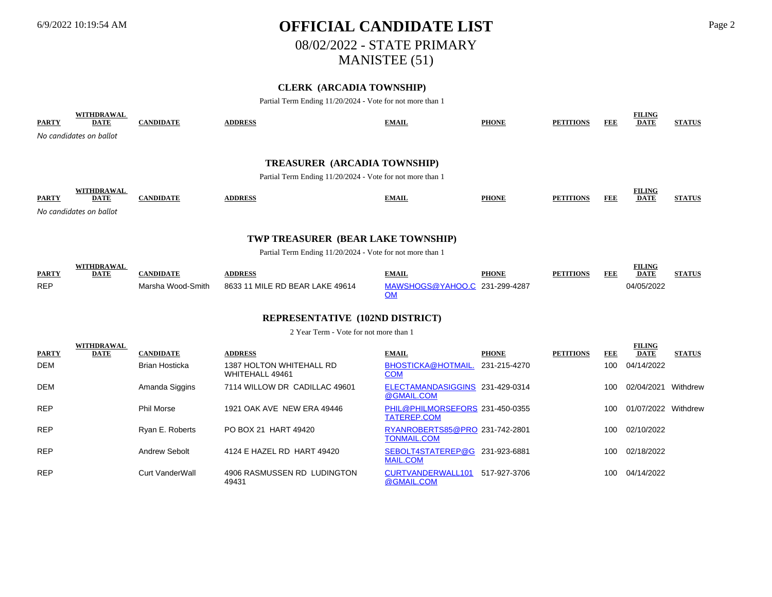# OFFICIAL CANDIDATE LIST

## 08/02/2022 - STATE PRIMARY

## MANISTEE (51)

### CLERK (ARCADIA TOWNSHIP)

Partial Term Ending 11/20/2024 - Vote for not more than 1

| PARTY | WITHDRAWAL DATE | CANDIDATE | ADDRESS | EMAIL | PHONE | PETITIONS | FEE | FILING DATE | STATUS |
|---|---|---|---|---|---|---|---|---|---|

*No candidates on ballot*

### TREASURER (ARCADIA TOWNSHIP)

Partial Term Ending 11/20/2024 - Vote for not more than 1

| PARTY | WITHDRAWAL DATE | CANDIDATE | ADDRESS | EMAIL | PHONE | PETITIONS | FEE | FILING DATE | STATUS |
|---|---|---|---|---|---|---|---|---|---|

*No candidates on ballot*

### TWP TREASURER (BEAR LAKE TOWNSHIP)

Partial Term Ending 11/20/2024 - Vote for not more than 1

| PARTY | WITHDRAWAL DATE | CANDIDATE | ADDRESS | EMAIL | PHONE | PETITIONS | FEE | FILING DATE | STATUS |
|---|---|---|---|---|---|---|---|---|---|
| REP | | Marsha Wood-Smith | 8633 11 MILE RD BEAR LAKE 49614 | MAWSHOGS@YAHOO.COM | 231-299-4287 | | | 04/05/2022 | |

### REPRESENTATIVE (102ND DISTRICT)

2 Year Term - Vote for not more than 1

| PARTY | WITHDRAWAL DATE | CANDIDATE | ADDRESS | EMAIL | PHONE | PETITIONS | FEE | FILING DATE | STATUS |
|---|---|---|---|---|---|---|---|---|---|
| DEM | | Brian Hosticka | 1387 HOLTON WHITEHALL RD WHITEHALL 49461 | BHOSTICKA@HOTMAIL.COM | 231-215-4270 | | 100 | 04/14/2022 | |
| DEM | | Amanda Siggins | 7114 WILLOW DR CADILLAC 49601 | ELECTAMANDASIGGINS@GMAIL.COM | 231-429-0314 | | 100 | 02/04/2021 | Withdrew |
| REP | | Phil Morse | 1921 OAK AVE NEW ERA 49446 | PHIL@PHILMORSEFORSTATEREP.COM | 231-450-0355 | | 100 | 01/07/2022 | Withdrew |
| REP | | Ryan E. Roberts | PO BOX 21 HART 49420 | RYANROBERTS85@PROTONMAIL.COM | 231-742-2801 | | 100 | 02/10/2022 | |
| REP | | Andrew Sebolt | 4124 E HAZEL RD HART 49420 | SEBOLT4STATEREP@GMAIL.COM | 231-923-6881 | | 100 | 02/18/2022 | |
| REP | | Curt VanderWall | 4906 RASMUSSEN RD LUDINGTON 49431 | CURTVANDERWALL101@GMAIL.COM | 517-927-3706 | | 100 | 04/14/2022 | |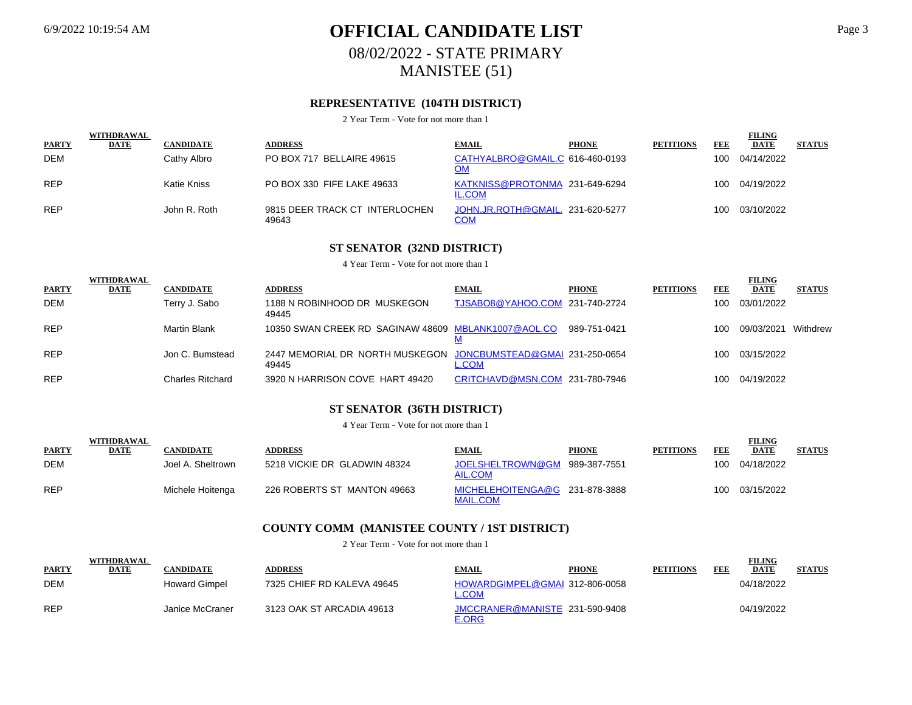# OFFICIAL CANDIDATE LIST

## 08/02/2022 - STATE PRIMARY

## MANISTEE (51)

### REPRESENTATIVE (104TH DISTRICT)

2 Year Term - Vote for not more than 1

| PARTY | WITHDRAWAL DATE | CANDIDATE | ADDRESS | EMAIL | PHONE | PETITIONS | FEE | FILING DATE | STATUS |
|---|---|---|---|---|---|---|---|---|---|
| DEM | | Cathy Albro | PO BOX 717 BELLAIRE 49615 | CATHYALBRO@GMAIL.COM | 616-460-0193 | | 100 | 04/14/2022 | |
| REP | | Katie Kniss | PO BOX 330 FIFE LAKE 49633 | KATKNISS@PROTONMAIL.COM | 231-649-6294 | | 100 | 04/19/2022 | |
| REP | | John R. Roth | 9815 DEER TRACK CT INTERLOCHEN 49643 | JOHN.JR.ROTH@GMAIL.COM | 231-620-5277 | | 100 | 03/10/2022 | |

### ST SENATOR (32ND DISTRICT)

4 Year Term - Vote for not more than 1

| PARTY | WITHDRAWAL DATE | CANDIDATE | ADDRESS | EMAIL | PHONE | PETITIONS | FEE | FILING DATE | STATUS |
|---|---|---|---|---|---|---|---|---|---|
| DEM | | Terry J. Sabo | 1188 N ROBINHOOD DR MUSKEGON 49445 | TJSABO8@YAHOO.COM | 231-740-2724 | | 100 | 03/01/2022 | |
| REP | | Martin Blank | 10350 SWAN CREEK RD SAGINAW 48609 | MBLANK1007@AOL.COM | 989-751-0421 | | 100 | 09/03/2021 | Withdrew |
| REP | | Jon C. Bumstead | 2447 MEMORIAL DR NORTH MUSKEGON 49445 | JONCBUMSTEAD@GMAIL.COM | 231-250-0654 | | 100 | 03/15/2022 | |
| REP | | Charles Ritchard | 3920 N HARRISON COVE HART 49420 | CRITCHAVD@MSN.COM | 231-780-7946 | | 100 | 04/19/2022 | |

### ST SENATOR (36TH DISTRICT)

4 Year Term - Vote for not more than 1

| PARTY | WITHDRAWAL DATE | CANDIDATE | ADDRESS | EMAIL | PHONE | PETITIONS | FEE | FILING DATE | STATUS |
|---|---|---|---|---|---|---|---|---|---|
| DEM | | Joel A. Sheltrown | 5218 VICKIE DR GLADWIN 48324 | JOELSHELTROWN@GMAIL.COM | 989-387-7551 | | 100 | 04/18/2022 | |
| REP | | Michele Hoitenga | 226 ROBERTS ST MANTON 49663 | MICHELEHOITENGA@GMAIL.COM | 231-878-3888 | | 100 | 03/15/2022 | |

### COUNTY COMM (MANISTEE COUNTY / 1ST DISTRICT)

2 Year Term - Vote for not more than 1

| PARTY | WITHDRAWAL DATE | CANDIDATE | ADDRESS | EMAIL | PHONE | PETITIONS | FEE | FILING DATE | STATUS |
|---|---|---|---|---|---|---|---|---|---|
| DEM | | Howard Gimpel | 7325 CHIEF RD KALEVA 49645 | HOWARDGIMPEL@GMAIL.COM | 312-806-0058 | | | 04/18/2022 | |
| REP | | Janice McCraner | 3123 OAK ST ARCADIA 49613 | JMCCRANER@MANISTEE.ORG | 231-590-9408 | | | 04/19/2022 | |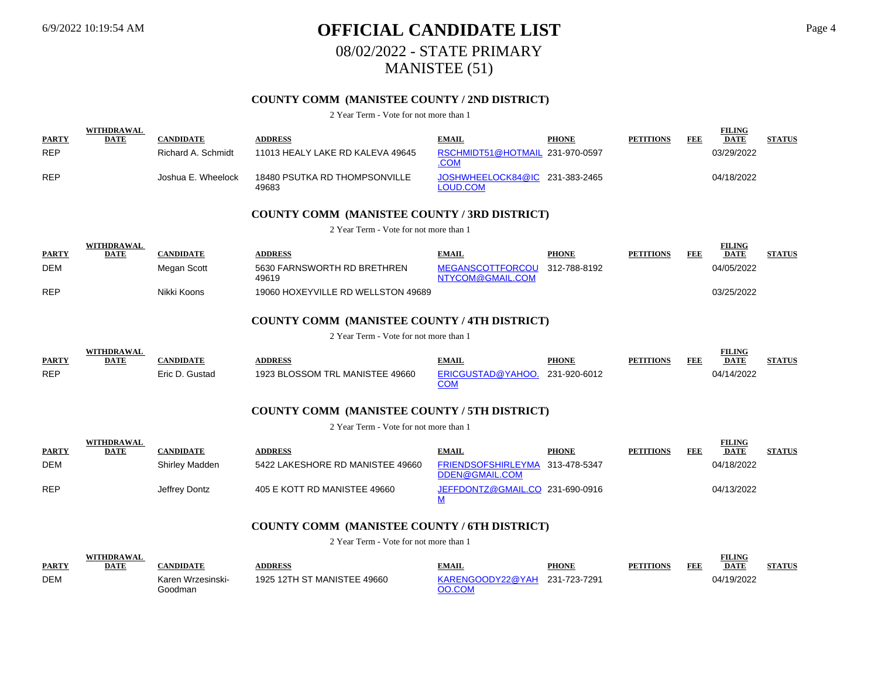# OFFICIAL CANDIDATE LIST

## 08/02/2022 - STATE PRIMARY

## MANISTEE (51)

### COUNTY COMM (MANISTEE COUNTY / 2ND DISTRICT)

2 Year Term - Vote for not more than 1

| PARTY | WITHDRAWAL DATE | CANDIDATE | ADDRESS | EMAIL | PHONE | PETITIONS | FEE | FILING DATE | STATUS |
|---|---|---|---|---|---|---|---|---|---|
| REP | | Richard A. Schmidt | 11013 HEALY LAKE RD KALEVA 49645 | RSCHMIDT51@HOTMAIL.COM | 231-970-0597 | | | 03/29/2022 | |
| REP | | Joshua E. Wheelock | 18480 PSUTKA RD THOMPSONVILLE 49683 | JOSHWHEELOCK84@ICLOUD.COM | 231-383-2465 | | | 04/18/2022 | |

### COUNTY COMM (MANISTEE COUNTY / 3RD DISTRICT)

2 Year Term - Vote for not more than 1

| PARTY | WITHDRAWAL DATE | CANDIDATE | ADDRESS | EMAIL | PHONE | PETITIONS | FEE | FILING DATE | STATUS |
|---|---|---|---|---|---|---|---|---|---|
| DEM | | Megan Scott | 5630 FARNSWORTH RD BRETHREN 49619 | MEGANSCOTTFORCOUNTYCOM@GMAIL.COM | 312-788-8192 | | | 04/05/2022 | |
| REP | | Nikki Koons | 19060 HOXEYVILLE RD WELLSTON 49689 | | | | | 03/25/2022 | |

### COUNTY COMM (MANISTEE COUNTY / 4TH DISTRICT)

2 Year Term - Vote for not more than 1

| PARTY | WITHDRAWAL DATE | CANDIDATE | ADDRESS | EMAIL | PHONE | PETITIONS | FEE | FILING DATE | STATUS |
|---|---|---|---|---|---|---|---|---|---|
| REP | | Eric D. Gustad | 1923 BLOSSOM TRL MANISTEE 49660 | ERICGUSTAD@YAHOO.COM | 231-920-6012 | | | 04/14/2022 | |

### COUNTY COMM (MANISTEE COUNTY / 5TH DISTRICT)

2 Year Term - Vote for not more than 1

| PARTY | WITHDRAWAL DATE | CANDIDATE | ADDRESS | EMAIL | PHONE | PETITIONS | FEE | FILING DATE | STATUS |
|---|---|---|---|---|---|---|---|---|---|
| DEM | | Shirley Madden | 5422 LAKESHORE RD MANISTEE 49660 | FRIENDSOFSHIRLEYMADDEN@GMAIL.COM | 313-478-5347 | | | 04/18/2022 | |
| REP | | Jeffrey Dontz | 405 E KOTT RD MANISTEE 49660 | JEFFDONTZ@GMAIL.COM | 231-690-0916 | | | 04/13/2022 | |

### COUNTY COMM (MANISTEE COUNTY / 6TH DISTRICT)

2 Year Term - Vote for not more than 1

| PARTY | WITHDRAWAL DATE | CANDIDATE | ADDRESS | EMAIL | PHONE | PETITIONS | FEE | FILING DATE | STATUS |
|---|---|---|---|---|---|---|---|---|---|
| DEM | | Karen Wrzesinski-Goodman | 1925 12TH ST MANISTEE 49660 | KARENGOODY22@YAHOO.COM | 231-723-7291 | | | 04/19/2022 | |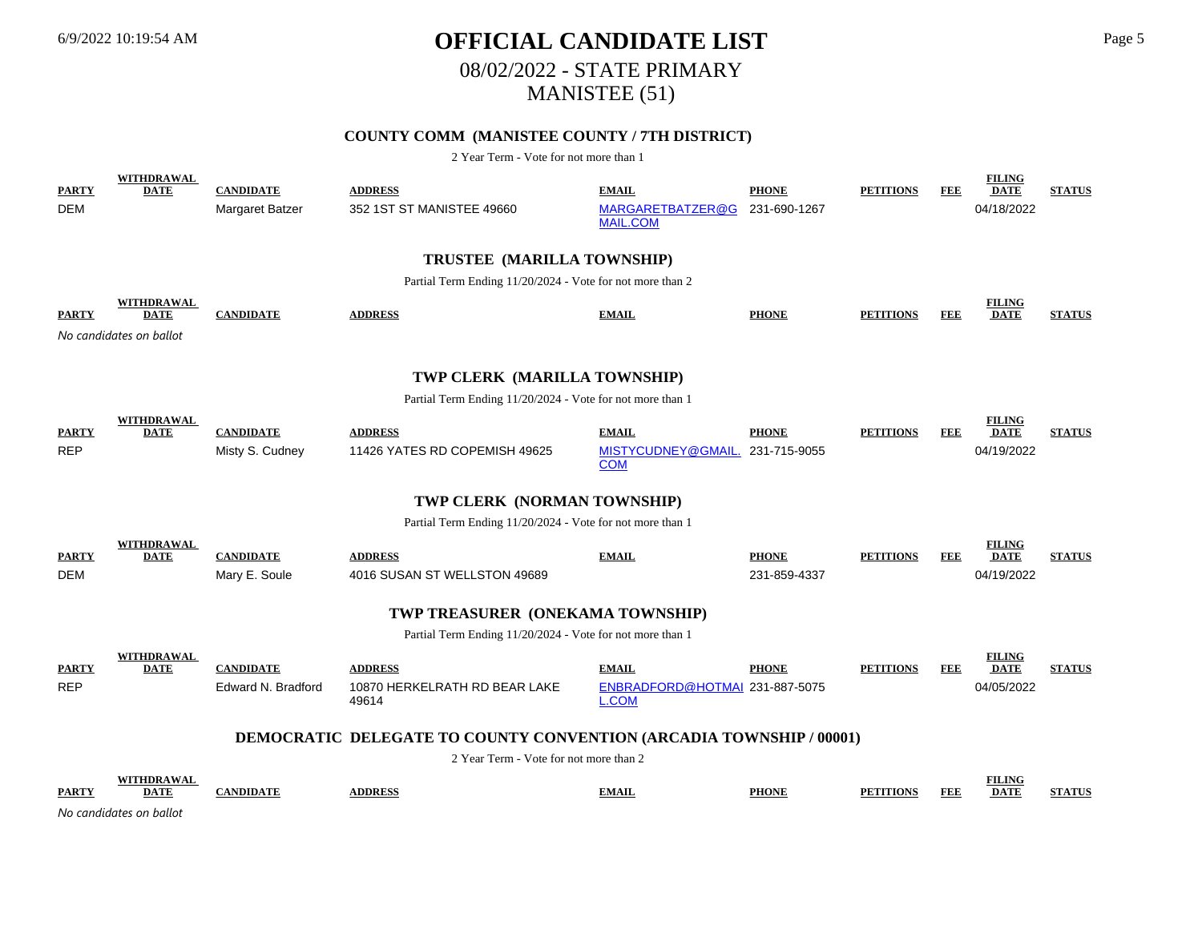# OFFICIAL CANDIDATE LIST

## 08/02/2022 - STATE PRIMARY

## MANISTEE (51)

### COUNTY COMM (MANISTEE COUNTY / 7TH DISTRICT)

2 Year Term - Vote for not more than 1

| PARTY | WITHDRAWAL DATE | CANDIDATE | ADDRESS | EMAIL | PHONE | PETITIONS | FEE | FILING DATE | STATUS |
|---|---|---|---|---|---|---|---|---|---|
| DEM | | Margaret Batzer | 352 1ST ST MANISTEE 49660 | MARGARETBATZER@GMAIL.COM | 231-690-1267 | | | 04/18/2022 | |

### TRUSTEE (MARILLA TOWNSHIP)

Partial Term Ending 11/20/2024 - Vote for not more than 2

| PARTY | WITHDRAWAL DATE | CANDIDATE | ADDRESS | EMAIL | PHONE | PETITIONS | FEE | FILING DATE | STATUS |
|---|---|---|---|---|---|---|---|---|---|

*No candidates on ballot*

### TWP CLERK (MARILLA TOWNSHIP)

Partial Term Ending 11/20/2024 - Vote for not more than 1

| PARTY | WITHDRAWAL DATE | CANDIDATE | ADDRESS | EMAIL | PHONE | PETITIONS | FEE | FILING DATE | STATUS |
|---|---|---|---|---|---|---|---|---|---|
| REP | | Misty S. Cudney | 11426 YATES RD COPEMISH 49625 | MISTYCUDNEY@GMAIL.COM | 231-715-9055 | | | 04/19/2022 | |

### TWP CLERK (NORMAN TOWNSHIP)

Partial Term Ending 11/20/2024 - Vote for not more than 1

| PARTY | WITHDRAWAL DATE | CANDIDATE | ADDRESS | EMAIL | PHONE | PETITIONS | FEE | FILING DATE | STATUS |
|---|---|---|---|---|---|---|---|---|---|
| DEM | | Mary E. Soule | 4016 SUSAN ST WELLSTON 49689 | | 231-859-4337 | | | 04/19/2022 | |

### TWP TREASURER (ONEKAMA TOWNSHIP)

Partial Term Ending 11/20/2024 - Vote for not more than 1

| PARTY | WITHDRAWAL DATE | CANDIDATE | ADDRESS | EMAIL | PHONE | PETITIONS | FEE | FILING DATE | STATUS |
|---|---|---|---|---|---|---|---|---|---|
| REP | | Edward N. Bradford | 10870 HERKELRATH RD BEAR LAKE 49614 | ENBRADFORD@HOTMAIL.COM | 231-887-5075 | | | 04/05/2022 | |

### DEMOCRATIC DELEGATE TO COUNTY CONVENTION (ARCADIA TOWNSHIP / 00001)

2 Year Term - Vote for not more than 2

| PARTY | WITHDRAWAL DATE | CANDIDATE | ADDRESS | EMAIL | PHONE | PETITIONS | FEE | FILING DATE | STATUS |
|---|---|---|---|---|---|---|---|---|---|

*No candidates on ballot*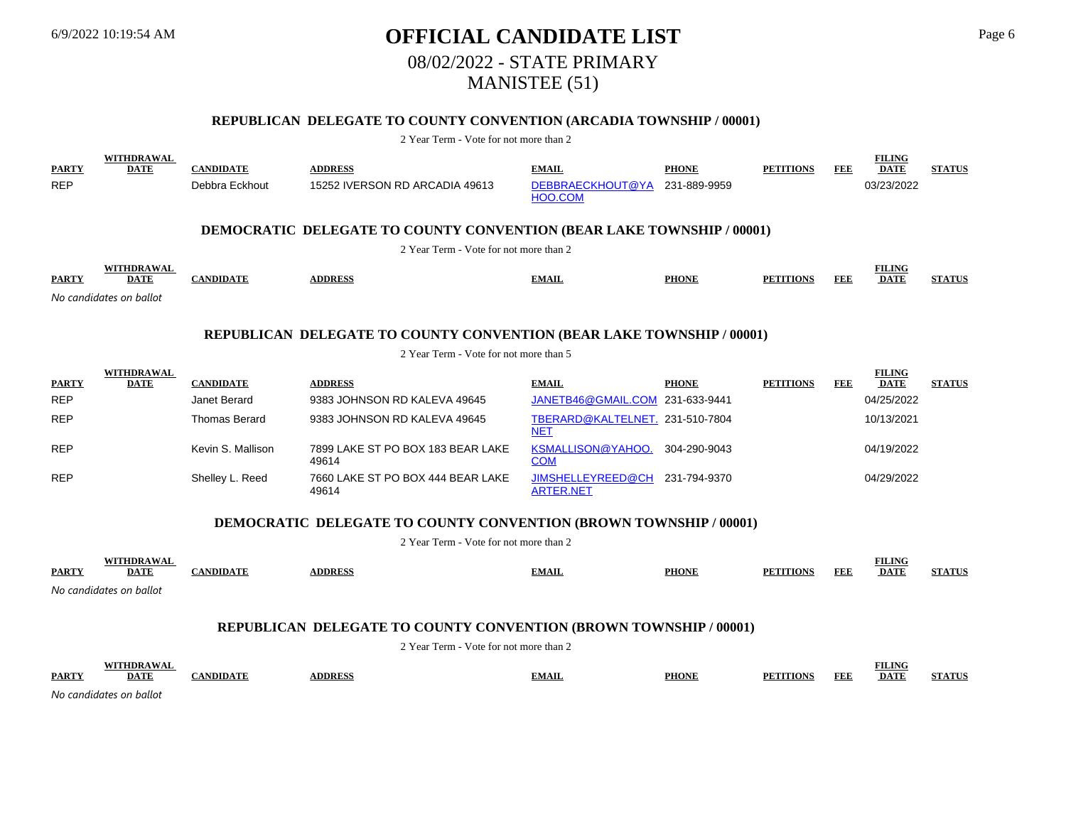# OFFICIAL CANDIDATE LIST

## 08/02/2022 - STATE PRIMARY

## MANISTEE (51)

### REPUBLICAN DELEGATE TO COUNTY CONVENTION (ARCADIA TOWNSHIP / 00001)

2 Year Term - Vote for not more than 2

| PARTY | WITHDRAWAL DATE | CANDIDATE | ADDRESS | EMAIL | PHONE | PETITIONS | FEE | FILING DATE | STATUS |
|---|---|---|---|---|---|---|---|---|---|
| REP | | Debbra Eckhout | 15252 IVERSON RD ARCADIA 49613 | DEBBRAECKHOUT@YAHOO.COM | 231-889-9959 | | | 03/23/2022 | |

### DEMOCRATIC DELEGATE TO COUNTY CONVENTION (BEAR LAKE TOWNSHIP / 00001)

2 Year Term - Vote for not more than 2

| PARTY | WITHDRAWAL DATE | CANDIDATE | ADDRESS | EMAIL | PHONE | PETITIONS | FEE | FILING DATE | STATUS |
|---|---|---|---|---|---|---|---|---|---|

*No candidates on ballot*

### REPUBLICAN DELEGATE TO COUNTY CONVENTION (BEAR LAKE TOWNSHIP / 00001)

2 Year Term - Vote for not more than 5

| PARTY | WITHDRAWAL DATE | CANDIDATE | ADDRESS | EMAIL | PHONE | PETITIONS | FEE | FILING DATE | STATUS |
|---|---|---|---|---|---|---|---|---|---|
| REP | | Janet Berard | 9383 JOHNSON RD KALEVA 49645 | JANETB46@GMAIL.COM | 231-633-9441 | | | 04/25/2022 | |
| REP | | Thomas Berard | 9383 JOHNSON RD KALEVA 49645 | TBERARD@KALTELNET.NET | 231-510-7804 | | | 10/13/2021 | |
| REP | | Kevin S. Mallison | 7899 LAKE ST PO BOX 183 BEAR LAKE 49614 | KSMALLISON@YAHOO.COM | 304-290-9043 | | | 04/19/2022 | |
| REP | | Shelley L. Reed | 7660 LAKE ST PO BOX 444 BEAR LAKE 49614 | JIMSHELLEYREED@CHARTER.NET | 231-794-9370 | | | 04/29/2022 | |

### DEMOCRATIC DELEGATE TO COUNTY CONVENTION (BROWN TOWNSHIP / 00001)

2 Year Term - Vote for not more than 2

| PARTY | WITHDRAWAL DATE | CANDIDATE | ADDRESS | EMAIL | PHONE | PETITIONS | FEE | FILING DATE | STATUS |
|---|---|---|---|---|---|---|---|---|---|

*No candidates on ballot*

### REPUBLICAN DELEGATE TO COUNTY CONVENTION (BROWN TOWNSHIP / 00001)

2 Year Term - Vote for not more than 2

| PARTY | WITHDRAWAL DATE | CANDIDATE | ADDRESS | EMAIL | PHONE | PETITIONS | FEE | FILING DATE | STATUS |
|---|---|---|---|---|---|---|---|---|---|

*No candidates on ballot*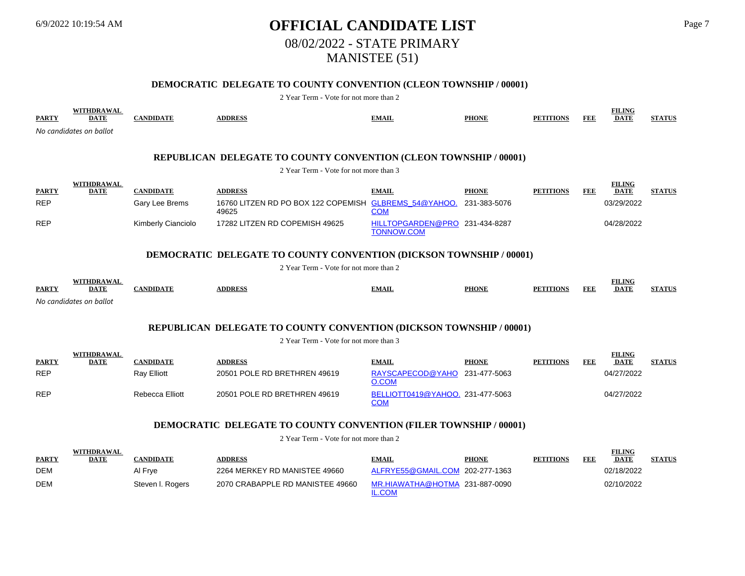# OFFICIAL CANDIDATE LIST

## 08/02/2022 - STATE PRIMARY

## MANISTEE (51)

### DEMOCRATIC DELEGATE TO COUNTY CONVENTION (CLEON TOWNSHIP / 00001)

2 Year Term - Vote for not more than 2

| PARTY | WITHDRAWAL DATE | CANDIDATE | ADDRESS | EMAIL | PHONE | PETITIONS | FEE | FILING DATE | STATUS |
|---|---|---|---|---|---|---|---|---|---|

*No candidates on ballot*

### REPUBLICAN DELEGATE TO COUNTY CONVENTION (CLEON TOWNSHIP / 00001)

2 Year Term - Vote for not more than 3

| PARTY | WITHDRAWAL DATE | CANDIDATE | ADDRESS | EMAIL | PHONE | PETITIONS | FEE | FILING DATE | STATUS |
|---|---|---|---|---|---|---|---|---|---|
| REP | | Gary Lee Brems | 16760 LITZEN RD PO BOX 122 COPEMISH 49625 | GLBREMS_54@YAHOO.COM | 231-383-5076 | | | 03/29/2022 | |
| REP | | Kimberly Cianciolo | 17282 LITZEN RD COPEMISH 49625 | HILLTOPGARDEN@PROTONNOW.COM | 231-434-8287 | | | 04/28/2022 | |

### DEMOCRATIC DELEGATE TO COUNTY CONVENTION (DICKSON TOWNSHIP / 00001)

2 Year Term - Vote for not more than 2

| PARTY | WITHDRAWAL DATE | CANDIDATE | ADDRESS | EMAIL | PHONE | PETITIONS | FEE | FILING DATE | STATUS |
|---|---|---|---|---|---|---|---|---|---|

*No candidates on ballot*

### REPUBLICAN DELEGATE TO COUNTY CONVENTION (DICKSON TOWNSHIP / 00001)

2 Year Term - Vote for not more than 3

| PARTY | WITHDRAWAL DATE | CANDIDATE | ADDRESS | EMAIL | PHONE | PETITIONS | FEE | FILING DATE | STATUS |
|---|---|---|---|---|---|---|---|---|---|
| REP | | Ray Elliott | 20501 POLE RD BRETHREN 49619 | RAYSCAPECOD@YAHOO.COM | 231-477-5063 | | | 04/27/2022 | |
| REP | | Rebecca Elliott | 20501 POLE RD BRETHREN 49619 | BELLIOTT0419@YAHOO.COM | 231-477-5063 | | | 04/27/2022 | |

### DEMOCRATIC DELEGATE TO COUNTY CONVENTION (FILER TOWNSHIP / 00001)

2 Year Term - Vote for not more than 2

| PARTY | WITHDRAWAL DATE | CANDIDATE | ADDRESS | EMAIL | PHONE | PETITIONS | FEE | FILING DATE | STATUS |
|---|---|---|---|---|---|---|---|---|---|
| DEM | | Al Frye | 2264 MERKEY RD MANISTEE 49660 | ALFRYE55@GMAIL.COM | 202-277-1363 | | | 02/18/2022 | |
| DEM | | Steven I. Rogers | 2070 CRABAPPLE RD MANISTEE 49660 | MR.HIAWATHA@HOTMAIL.COM | 231-887-0090 | | | 02/10/2022 | |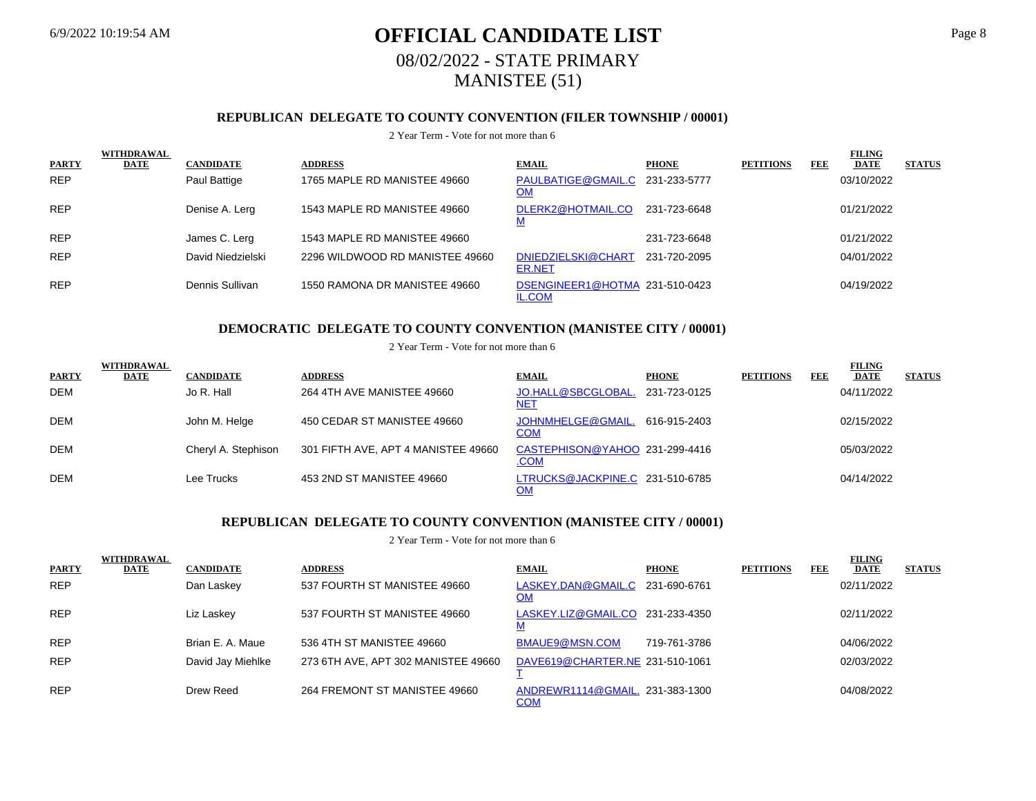# OFFICIAL CANDIDATE LIST

## 08/02/2022 - STATE PRIMARY

## MANISTEE (51)

### REPUBLICAN DELEGATE TO COUNTY CONVENTION (FILER TOWNSHIP / 00001)

2 Year Term - Vote for not more than 6

| PARTY | WITHDRAWAL DATE | CANDIDATE | ADDRESS | EMAIL | PHONE | PETITIONS | FEE | FILING DATE | STATUS |
|---|---|---|---|---|---|---|---|---|---|
| REP | | Paul Battige | 1765 MAPLE RD MANISTEE 49660 | PAULBATIGE@GMAIL.COM | 231-233-5777 | | | 03/10/2022 | |
| REP | | Denise A. Lerg | 1543 MAPLE RD MANISTEE 49660 | DLERK2@HOTMAIL.COM | 231-723-6648 | | | 01/21/2022 | |
| REP | | James C. Lerg | 1543 MAPLE RD MANISTEE 49660 | | 231-723-6648 | | | 01/21/2022 | |
| REP | | David Niedzielski | 2296 WILDWOOD RD MANISTEE 49660 | DNIEDZIELSKI@CHARTER.NET | 231-720-2095 | | | 04/01/2022 | |
| REP | | Dennis Sullivan | 1550 RAMONA DR MANISTEE 49660 | DSENGINEER1@HOTMAIL.COM | 231-510-0423 | | | 04/19/2022 | |

### DEMOCRATIC DELEGATE TO COUNTY CONVENTION (MANISTEE CITY / 00001)

2 Year Term - Vote for not more than 6

| PARTY | WITHDRAWAL DATE | CANDIDATE | ADDRESS | EMAIL | PHONE | PETITIONS | FEE | FILING DATE | STATUS |
|---|---|---|---|---|---|---|---|---|---|
| DEM | | Jo R. Hall | 264 4TH AVE MANISTEE 49660 | JO.HALL@SBCGLOBAL.NET | 231-723-0125 | | | 04/11/2022 | |
| DEM | | John M. Helge | 450 CEDAR ST MANISTEE 49660 | JOHNMHELGE@GMAIL.COM | 616-915-2403 | | | 02/15/2022 | |
| DEM | | Cheryl A. Stephison | 301 FIFTH AVE, APT 4 MANISTEE 49660 | CASTEPHISON@YAHOO.COM | 231-299-4416 | | | 05/03/2022 | |
| DEM | | Lee Trucks | 453 2ND ST MANISTEE 49660 | LTRUCKS@JACKPINE.COM | 231-510-6785 | | | 04/14/2022 | |

### REPUBLICAN DELEGATE TO COUNTY CONVENTION (MANISTEE CITY / 00001)

2 Year Term - Vote for not more than 6

| PARTY | WITHDRAWAL DATE | CANDIDATE | ADDRESS | EMAIL | PHONE | PETITIONS | FEE | FILING DATE | STATUS |
|---|---|---|---|---|---|---|---|---|---|
| REP | | Dan Laskey | 537 FOURTH ST MANISTEE 49660 | LASKEY.DAN@GMAIL.COM | 231-690-6761 | | | 02/11/2022 | |
| REP | | Liz Laskey | 537 FOURTH ST MANISTEE 49660 | LASKEY.LIZ@GMAIL.COM | 231-233-4350 | | | 02/11/2022 | |
| REP | | Brian E. A. Maue | 536 4TH ST MANISTEE 49660 | BMAUE9@MSN.COM | 719-761-3786 | | | 04/06/2022 | |
| REP | | David Jay Miehlke | 273 6TH AVE, APT 302 MANISTEE 49660 | DAVE619@CHARTER.NET | 231-510-1061 | | | 02/03/2022 | |
| REP | | Drew Reed | 264 FREMONT ST MANISTEE 49660 | ANDREWR1114@GMAIL.COM | 231-383-1300 | | | 04/08/2022 | |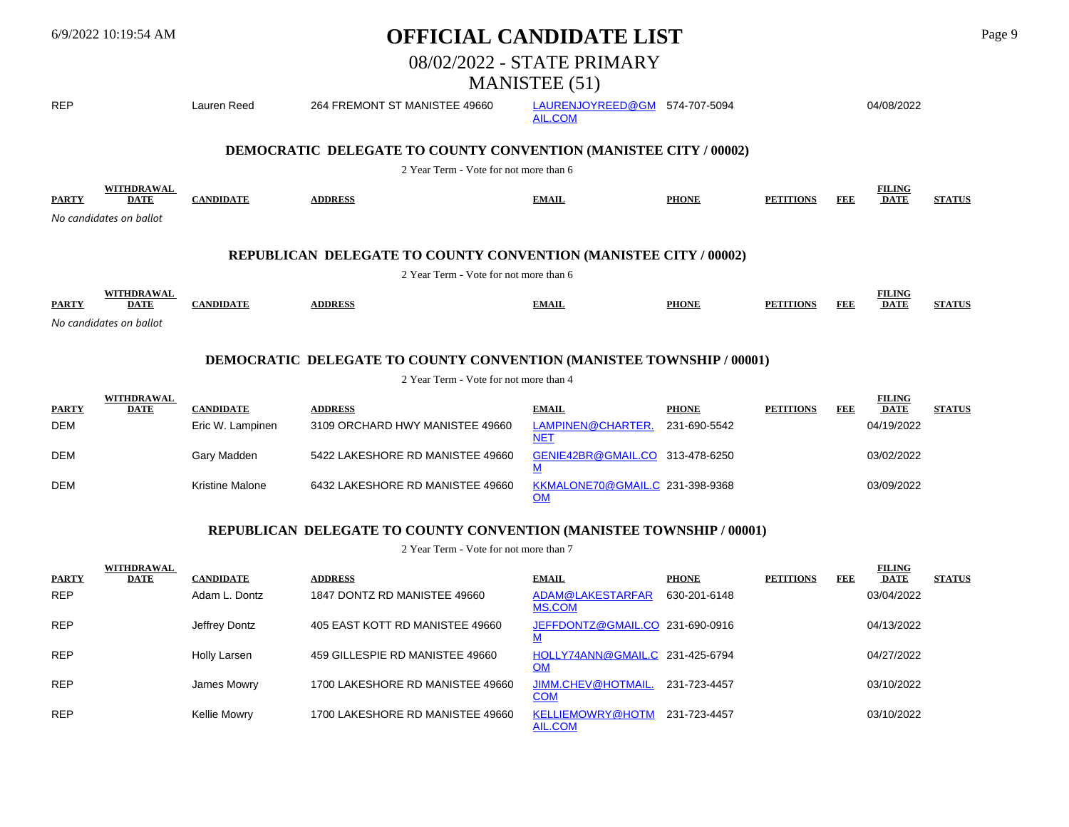# OFFICIAL CANDIDATE LIST

## 08/02/2022 - STATE PRIMARY

## MANISTEE (51)

| PARTY | WITHDRAWAL DATE | CANDIDATE | ADDRESS | EMAIL | PHONE | PETITIONS | FEE | FILING DATE | STATUS |
|---|---|---|---|---|---|---|---|---|---|
| REP | | Lauren Reed | 264 FREMONT ST MANISTEE 49660 | LAURENJOYREED@GMAIL.COM | 574-707-5094 | | | 04/08/2022 | |

### DEMOCRATIC DELEGATE TO COUNTY CONVENTION (MANISTEE CITY / 00002)

2 Year Term - Vote for not more than 6

| PARTY | WITHDRAWAL DATE | CANDIDATE | ADDRESS | EMAIL | PHONE | PETITIONS | FEE | FILING DATE | STATUS |
|---|---|---|---|---|---|---|---|---|---|

*No candidates on ballot*

### REPUBLICAN DELEGATE TO COUNTY CONVENTION (MANISTEE CITY / 00002)

2 Year Term - Vote for not more than 6

| PARTY | WITHDRAWAL DATE | CANDIDATE | ADDRESS | EMAIL | PHONE | PETITIONS | FEE | FILING DATE | STATUS |
|---|---|---|---|---|---|---|---|---|---|

*No candidates on ballot*

### DEMOCRATIC DELEGATE TO COUNTY CONVENTION (MANISTEE TOWNSHIP / 00001)

2 Year Term - Vote for not more than 4

| PARTY | WITHDRAWAL DATE | CANDIDATE | ADDRESS | EMAIL | PHONE | PETITIONS | FEE | FILING DATE | STATUS |
|---|---|---|---|---|---|---|---|---|---|
| DEM | | Eric W. Lampinen | 3109 ORCHARD HWY MANISTEE 49660 | LAMPINEN@CHARTER.NET | 231-690-5542 | | | 04/19/2022 | |
| DEM | | Gary Madden | 5422 LAKESHORE RD MANISTEE 49660 | GENIE42BR@GMAIL.COM | 313-478-6250 | | | 03/02/2022 | |
| DEM | | Kristine Malone | 6432 LAKESHORE RD MANISTEE 49660 | KKMALONE70@GMAIL.COM | 231-398-9368 | | | 03/09/2022 | |

### REPUBLICAN DELEGATE TO COUNTY CONVENTION (MANISTEE TOWNSHIP / 00001)

2 Year Term - Vote for not more than 7

| PARTY | WITHDRAWAL DATE | CANDIDATE | ADDRESS | EMAIL | PHONE | PETITIONS | FEE | FILING DATE | STATUS |
|---|---|---|---|---|---|---|---|---|---|
| REP | | Adam L. Dontz | 1847 DONTZ RD MANISTEE 49660 | ADAM@LAKESTARFARMS.COM | 630-201-6148 | | | 03/04/2022 | |
| REP | | Jeffrey Dontz | 405 EAST KOTT RD MANISTEE 49660 | JEFFDONTZ@GMAIL.COM | 231-690-0916 | | | 04/13/2022 | |
| REP | | Holly Larsen | 459 GILLESPIE RD MANISTEE 49660 | HOLLY74ANN@GMAIL.COM | 231-425-6794 | | | 04/27/2022 | |
| REP | | James Mowry | 1700 LAKESHORE RD MANISTEE 49660 | JIMM.CHEV@HOTMAIL.COM | 231-723-4457 | | | 03/10/2022 | |
| REP | | Kellie Mowry | 1700 LAKESHORE RD MANISTEE 49660 | KELLIEMOWRY@HOTMAIL.COM | 231-723-4457 | | | 03/10/2022 | |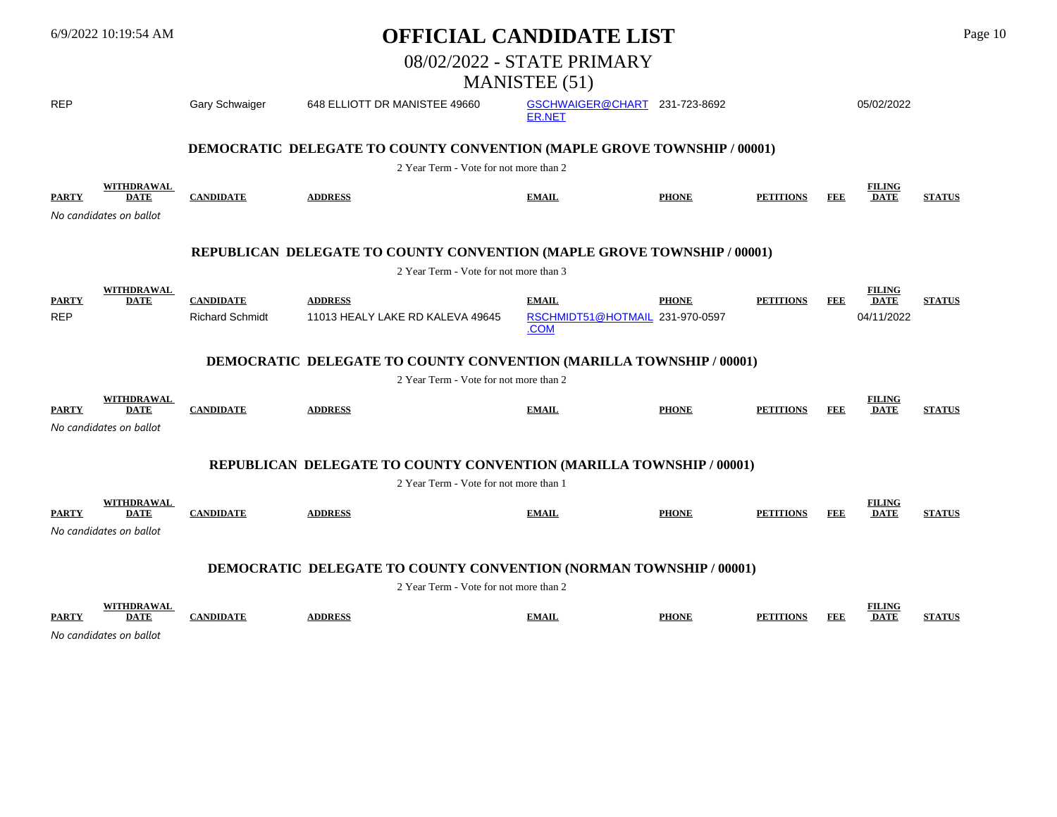# OFFICIAL CANDIDATE LIST

## 08/02/2022 - STATE PRIMARY

## MANISTEE (51)

| PARTY | WITHDRAWAL DATE | CANDIDATE | ADDRESS | EMAIL | PHONE | PETITIONS | FEE | FILING DATE | STATUS |
|---|---|---|---|---|---|---|---|---|---|
| REP | | Gary Schwaiger | 648 ELLIOTT DR MANISTEE 49660 | GSCHWAIGER@CHARTER.NET | 231-723-8692 | | | 05/02/2022 | |

### DEMOCRATIC DELEGATE TO COUNTY CONVENTION (MAPLE GROVE TOWNSHIP / 00001)

2 Year Term - Vote for not more than 2

| PARTY | WITHDRAWAL DATE | CANDIDATE | ADDRESS | EMAIL | PHONE | PETITIONS | FEE | FILING DATE | STATUS |
|---|---|---|---|---|---|---|---|---|---|

*No candidates on ballot*

### REPUBLICAN DELEGATE TO COUNTY CONVENTION (MAPLE GROVE TOWNSHIP / 00001)

2 Year Term - Vote for not more than 3

| PARTY | WITHDRAWAL DATE | CANDIDATE | ADDRESS | EMAIL | PHONE | PETITIONS | FEE | FILING DATE | STATUS |
|---|---|---|---|---|---|---|---|---|---|
| REP | | Richard Schmidt | 11013 HEALY LAKE RD KALEVA 49645 | RSCHMIDT51@HOTMAIL.COM | 231-970-0597 | | | 04/11/2022 | |

### DEMOCRATIC DELEGATE TO COUNTY CONVENTION (MARILLA TOWNSHIP / 00001)

2 Year Term - Vote for not more than 2

| PARTY | WITHDRAWAL DATE | CANDIDATE | ADDRESS | EMAIL | PHONE | PETITIONS | FEE | FILING DATE | STATUS |
|---|---|---|---|---|---|---|---|---|---|

*No candidates on ballot*

### REPUBLICAN DELEGATE TO COUNTY CONVENTION (MARILLA TOWNSHIP / 00001)

2 Year Term - Vote for not more than 1

| PARTY | WITHDRAWAL DATE | CANDIDATE | ADDRESS | EMAIL | PHONE | PETITIONS | FEE | FILING DATE | STATUS |
|---|---|---|---|---|---|---|---|---|---|

*No candidates on ballot*

### DEMOCRATIC DELEGATE TO COUNTY CONVENTION (NORMAN TOWNSHIP / 00001)

2 Year Term - Vote for not more than 2

| PARTY | WITHDRAWAL DATE | CANDIDATE | ADDRESS | EMAIL | PHONE | PETITIONS | FEE | FILING DATE | STATUS |
|---|---|---|---|---|---|---|---|---|---|

*No candidates on ballot*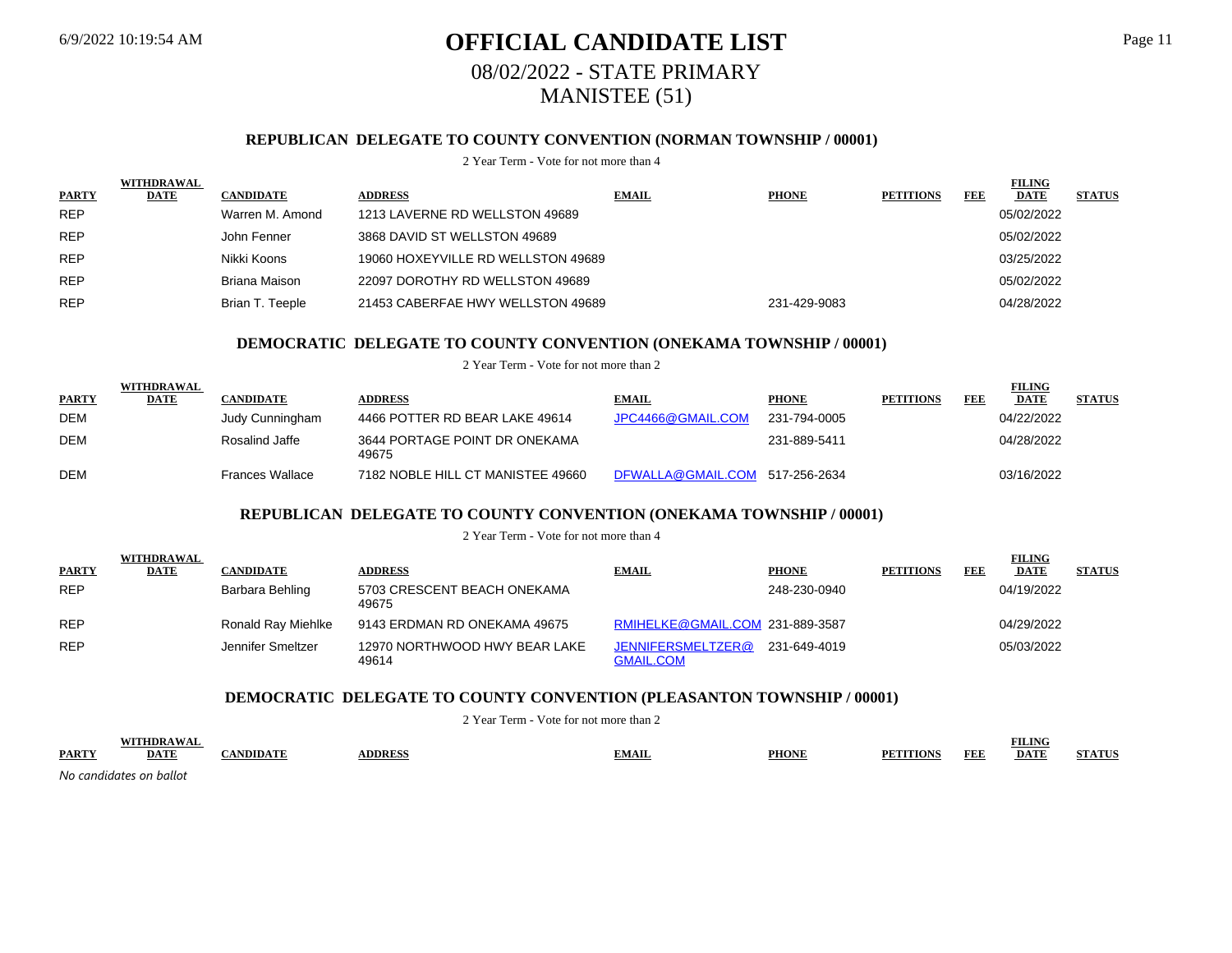# OFFICIAL CANDIDATE LIST

## 08/02/2022 - STATE PRIMARY

## MANISTEE (51)

### REPUBLICAN DELEGATE TO COUNTY CONVENTION (NORMAN TOWNSHIP / 00001)

2 Year Term - Vote for not more than 4

| PARTY | WITHDRAWAL DATE | CANDIDATE | ADDRESS | EMAIL | PHONE | PETITIONS | FEE | FILING DATE | STATUS |
|---|---|---|---|---|---|---|---|---|---|
| REP | | Warren M. Amond | 1213 LAVERNE RD WELLSTON 49689 | | | | | 05/02/2022 | |
| REP | | John Fenner | 3868 DAVID ST WELLSTON 49689 | | | | | 05/02/2022 | |
| REP | | Nikki Koons | 19060 HOXEYVILLE RD WELLSTON 49689 | | | | | 03/25/2022 | |
| REP | | Briana Maison | 22097 DOROTHY RD WELLSTON 49689 | | | | | 05/02/2022 | |
| REP | | Brian T. Teeple | 21453 CABERFAE HWY WELLSTON 49689 | | 231-429-9083 | | | 04/28/2022 | |

### DEMOCRATIC DELEGATE TO COUNTY CONVENTION (ONEKAMA TOWNSHIP / 00001)

2 Year Term - Vote for not more than 2

| PARTY | WITHDRAWAL DATE | CANDIDATE | ADDRESS | EMAIL | PHONE | PETITIONS | FEE | FILING DATE | STATUS |
|---|---|---|---|---|---|---|---|---|---|
| DEM | | Judy Cunningham | 4466 POTTER RD BEAR LAKE 49614 | JPC4466@GMAIL.COM | 231-794-0005 | | | 04/22/2022 | |
| DEM | | Rosalind Jaffe | 3644 PORTAGE POINT DR ONEKAMA 49675 | | 231-889-5411 | | | 04/28/2022 | |
| DEM | | Frances Wallace | 7182 NOBLE HILL CT MANISTEE 49660 | DFWALLA@GMAIL.COM | 517-256-2634 | | | 03/16/2022 | |

### REPUBLICAN DELEGATE TO COUNTY CONVENTION (ONEKAMA TOWNSHIP / 00001)

2 Year Term - Vote for not more than 4

| PARTY | WITHDRAWAL DATE | CANDIDATE | ADDRESS | EMAIL | PHONE | PETITIONS | FEE | FILING DATE | STATUS |
|---|---|---|---|---|---|---|---|---|---|
| REP | | Barbara Behling | 5703 CRESCENT BEACH ONEKAMA 49675 | | 248-230-0940 | | | 04/19/2022 | |
| REP | | Ronald Ray Miehlke | 9143 ERDMAN RD ONEKAMA 49675 | RMIHELKE@GMAIL.COM | 231-889-3587 | | | 04/29/2022 | |
| REP | | Jennifer Smeltzer | 12970 NORTHWOOD HWY BEAR LAKE 49614 | JENNIFERSMELTZER@GMAIL.COM | 231-649-4019 | | | 05/03/2022 | |

### DEMOCRATIC DELEGATE TO COUNTY CONVENTION (PLEASANTON TOWNSHIP / 00001)

2 Year Term - Vote for not more than 2

| PARTY | WITHDRAWAL DATE | CANDIDATE | ADDRESS | EMAIL | PHONE | PETITIONS | FEE | FILING DATE | STATUS |
|---|---|---|---|---|---|---|---|---|---|

*No candidates on ballot*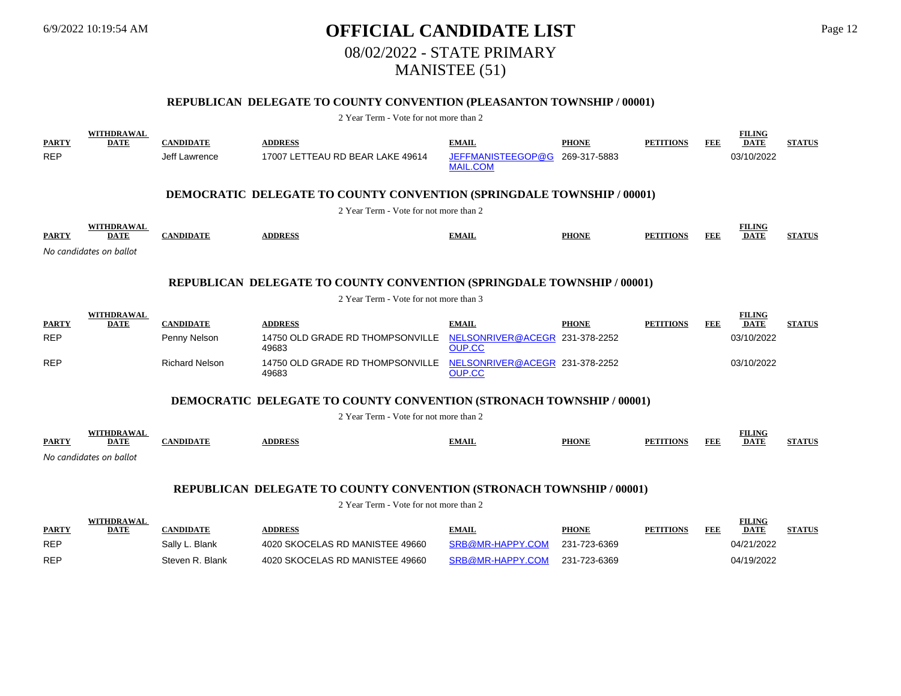# OFFICIAL CANDIDATE LIST

## 08/02/2022 - STATE PRIMARY

## MANISTEE (51)

### REPUBLICAN DELEGATE TO COUNTY CONVENTION (PLEASANTON TOWNSHIP / 00001)

2 Year Term - Vote for not more than 2

| PARTY | WITHDRAWAL DATE | CANDIDATE | ADDRESS | EMAIL | PHONE | PETITIONS | FEE | FILING DATE | STATUS |
|---|---|---|---|---|---|---|---|---|---|
| REP | | Jeff Lawrence | 17007 LETTEAU RD BEAR LAKE 49614 | JEFFMANISTEEGOP@GMAIL.COM | 269-317-5883 | | | 03/10/2022 | |

### DEMOCRATIC DELEGATE TO COUNTY CONVENTION (SPRINGDALE TOWNSHIP / 00001)

2 Year Term - Vote for not more than 2

| PARTY | WITHDRAWAL DATE | CANDIDATE | ADDRESS | EMAIL | PHONE | PETITIONS | FEE | FILING DATE | STATUS |
|---|---|---|---|---|---|---|---|---|---|

*No candidates on ballot*

### REPUBLICAN DELEGATE TO COUNTY CONVENTION (SPRINGDALE TOWNSHIP / 00001)

2 Year Term - Vote for not more than 3

| PARTY | WITHDRAWAL DATE | CANDIDATE | ADDRESS | EMAIL | PHONE | PETITIONS | FEE | FILING DATE | STATUS |
|---|---|---|---|---|---|---|---|---|---|
| REP | | Penny Nelson | 14750 OLD GRADE RD THOMPSONVILLE 49683 | NELSONRIVER@ACEGROUP.CC | 231-378-2252 | | | 03/10/2022 | |
| REP | | Richard Nelson | 14750 OLD GRADE RD THOMPSONVILLE 49683 | NELSONRIVER@ACEGROUP.CC | 231-378-2252 | | | 03/10/2022 | |

### DEMOCRATIC DELEGATE TO COUNTY CONVENTION (STRONACH TOWNSHIP / 00001)

2 Year Term - Vote for not more than 2

| PARTY | WITHDRAWAL DATE | CANDIDATE | ADDRESS | EMAIL | PHONE | PETITIONS | FEE | FILING DATE | STATUS |
|---|---|---|---|---|---|---|---|---|---|

*No candidates on ballot*

### REPUBLICAN DELEGATE TO COUNTY CONVENTION (STRONACH TOWNSHIP / 00001)

2 Year Term - Vote for not more than 2

| PARTY | WITHDRAWAL DATE | CANDIDATE | ADDRESS | EMAIL | PHONE | PETITIONS | FEE | FILING DATE | STATUS |
|---|---|---|---|---|---|---|---|---|---|
| REP | | Sally L. Blank | 4020 SKOCELAS RD MANISTEE 49660 | SRB@MR-HAPPY.COM | 231-723-6369 | | | 04/21/2022 | |
| REP | | Steven R. Blank | 4020 SKOCELAS RD MANISTEE 49660 | SRB@MR-HAPPY.COM | 231-723-6369 | | | 04/19/2022 | |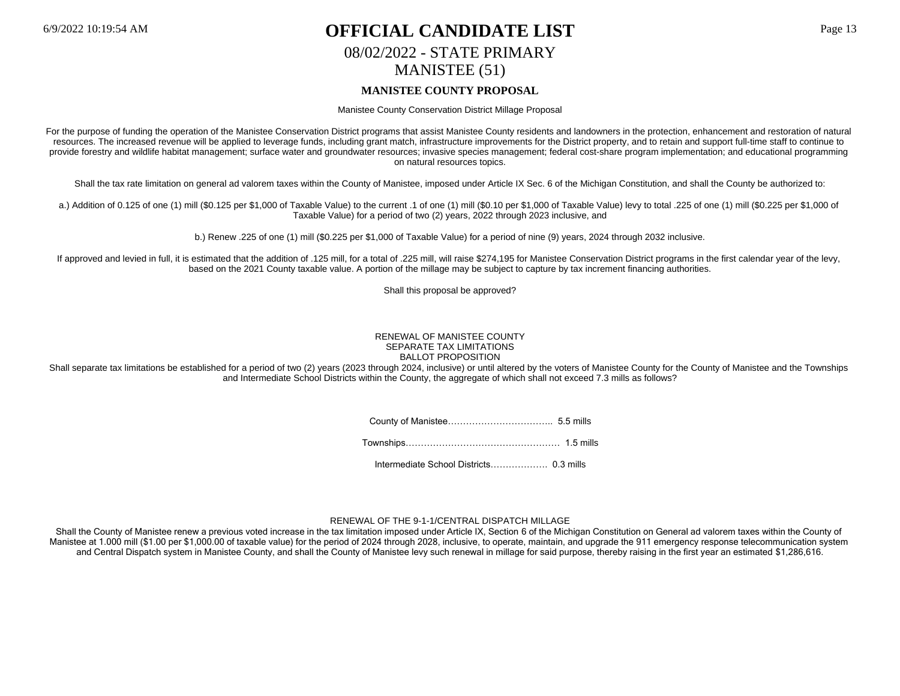# OFFICIAL CANDIDATE LIST

## 08/02/2022 - STATE PRIMARY

## MANISTEE (51)

### MANISTEE COUNTY PROPOSAL

Manistee County Conservation District Millage Proposal

For the purpose of funding the operation of the Manistee Conservation District programs that assist Manistee County residents and landowners in the protection, enhancement and restoration of natural resources. The increased revenue will be applied to leverage funds, including grant match, infrastructure improvements for the District property, and to retain and support full-time staff to continue to provide forestry and wildlife habitat management; surface water and groundwater resources; invasive species management; federal cost-share program implementation; and educational programming on natural resources topics.

Shall the tax rate limitation on general ad valorem taxes within the County of Manistee, imposed under Article IX Sec. 6 of the Michigan Constitution, and shall the County be authorized to:

a.) Addition of 0.125 of one (1) mill ($0.125 per $1,000 of Taxable Value) to the current .1 of one (1) mill ($0.10 per $1,000 of Taxable Value) levy to total .225 of one (1) mill ($0.225 per $1,000 of Taxable Value) for a period of two (2) years, 2022 through 2023 inclusive, and

b.) Renew .225 of one (1) mill ($0.225 per $1,000 of Taxable Value) for a period of nine (9) years, 2024 through 2032 inclusive.

If approved and levied in full, it is estimated that the addition of .125 mill, for a total of .225 mill, will raise $274,195 for Manistee Conservation District programs in the first calendar year of the levy, based on the 2021 County taxable value. A portion of the millage may be subject to capture by tax increment financing authorities.

Shall this proposal be approved?

RENEWAL OF MANISTEE COUNTY
SEPARATE TAX LIMITATIONS
BALLOT PROPOSITION

Shall separate tax limitations be established for a period of two (2) years (2023 through 2024, inclusive) or until altered by the voters of Manistee County for the County of Manistee and the Townships and Intermediate School Districts within the County, the aggregate of which shall not exceed 7.3 mills as follows?

County of Manistee…………………………….. 5.5 mills

Townships…………………………………………… 1.5 mills

Intermediate School Districts………………. 0.3 mills

RENEWAL OF THE 9-1-1/CENTRAL DISPATCH MILLAGE

Shall the County of Manistee renew a previous voted increase in the tax limitation imposed under Article IX, Section 6 of the Michigan Constitution on General ad valorem taxes within the County of Manistee at 1.000 mill ($1.00 per $1,000.00 of taxable value) for the period of 2024 through 2028, inclusive, to operate, maintain, and upgrade the 911 emergency response telecommunication system and Central Dispatch system in Manistee County, and shall the County of Manistee levy such renewal in millage for said purpose, thereby raising in the first year an estimated $1,286,616.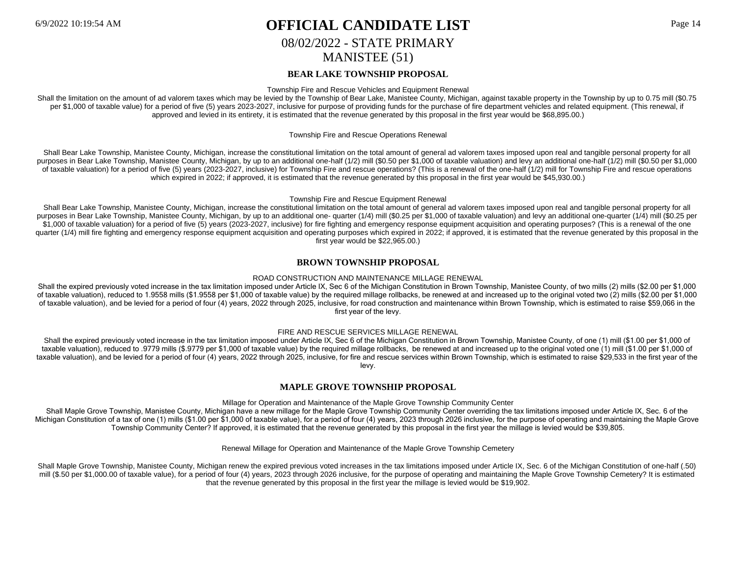# OFFICIAL CANDIDATE LIST

## 08/02/2022 - STATE PRIMARY

## MANISTEE (51)

### BEAR LAKE TOWNSHIP PROPOSAL

Township Fire and Rescue Vehicles and Equipment Renewal

Shall the limitation on the amount of ad valorem taxes which may be levied by the Township of Bear Lake, Manistee County, Michigan, against taxable property in the Township by up to 0.75 mill ($0.75 per $1,000 of taxable value) for a period of five (5) years 2023-2027, inclusive for purpose of providing funds for the purchase of fire department vehicles and related equipment. (This renewal, if approved and levied in its entirety, it is estimated that the revenue generated by this proposal in the first year would be $68,895.00.)

Township Fire and Rescue Operations Renewal

Shall Bear Lake Township, Manistee County, Michigan, increase the constitutional limitation on the total amount of general ad valorem taxes imposed upon real and tangible personal property for all purposes in Bear Lake Township, Manistee County, Michigan, by up to an additional one-half (1/2) mill ($0.50 per $1,000 of taxable valuation) and levy an additional one-half (1/2) mill ($0.50 per $1,000 of taxable valuation) for a period of five (5) years (2023-2027, inclusive) for Township Fire and rescue operations? (This is a renewal of the one-half (1/2) mill for Township Fire and rescue operations which expired in 2022; if approved, it is estimated that the revenue generated by this proposal in the first year would be $45,930.00.)

Township Fire and Rescue Equipment Renewal

Shall Bear Lake Township, Manistee County, Michigan, increase the constitutional limitation on the total amount of general ad valorem taxes imposed upon real and tangible personal property for all purposes in Bear Lake Township, Manistee County, Michigan, by up to an additional one- quarter (1/4) mill ($0.25 per $1,000 of taxable valuation) and levy an additional one-quarter (1/4) mill ($0.25 per $1,000 of taxable valuation) for a period of five (5) years (2023-2027, inclusive) for fire fighting and emergency response equipment acquisition and operating purposes? (This is a renewal of the one quarter (1/4) mill fire fighting and emergency response equipment acquisition and operating purposes which expired in 2022; if approved, it is estimated that the revenue generated by this proposal in the first year would be $22,965.00.)

### BROWN TOWNSHIP PROPOSAL

ROAD CONSTRUCTION AND MAINTENANCE MILLAGE RENEWAL

Shall the expired previously voted increase in the tax limitation imposed under Article IX, Sec 6 of the Michigan Constitution in Brown Township, Manistee County, of two mills (2) mills ($2.00 per $1,000 of taxable valuation), reduced to 1.9558 mills ($1.9558 per $1,000 of taxable value) by the required millage rollbacks, be renewed at and increased up to the original voted two (2) mills ($2.00 per $1,000 of taxable valuation), and be levied for a period of four (4) years, 2022 through 2025, inclusive, for road construction and maintenance within Brown Township, which is estimated to raise $59,066 in the first year of the levy.

FIRE AND RESCUE SERVICES MILLAGE RENEWAL

Shall the expired previously voted increase in the tax limitation imposed under Article IX, Sec 6 of the Michigan Constitution in Brown Township, Manistee County, of one (1) mill ($1.00 per $1,000 of taxable valuation), reduced to .9779 mills ($.9779 per $1,000 of taxable value) by the required millage rollbacks, be renewed at and increased up to the original voted one (1) mill ($1.00 per $1,000 of taxable valuation), and be levied for a period of four (4) years, 2022 through 2025, inclusive, for fire and rescue services within Brown Township, which is estimated to raise $29,533 in the first year of the levy.

### MAPLE GROVE TOWNSHIP PROPOSAL

Millage for Operation and Maintenance of the Maple Grove Township Community Center

Shall Maple Grove Township, Manistee County, Michigan have a new millage for the Maple Grove Township Community Center overriding the tax limitations imposed under Article IX, Sec. 6 of the Michigan Constitution of a tax of one (1) mills ($1.00 per $1,000 of taxable value), for a period of four (4) years, 2023 through 2026 inclusive, for the purpose of operating and maintaining the Maple Grove Township Community Center? If approved, it is estimated that the revenue generated by this proposal in the first year the millage is levied would be $39,805.

Renewal Millage for Operation and Maintenance of the Maple Grove Township Cemetery

Shall Maple Grove Township, Manistee County, Michigan renew the expired previous voted increases in the tax limitations imposed under Article IX, Sec. 6 of the Michigan Constitution of one-half (.50) mill ($.50 per $1,000.00 of taxable value), for a period of four (4) years, 2023 through 2026 inclusive, for the purpose of operating and maintaining the Maple Grove Township Cemetery? It is estimated that the revenue generated by this proposal in the first year the millage is levied would be $19,902.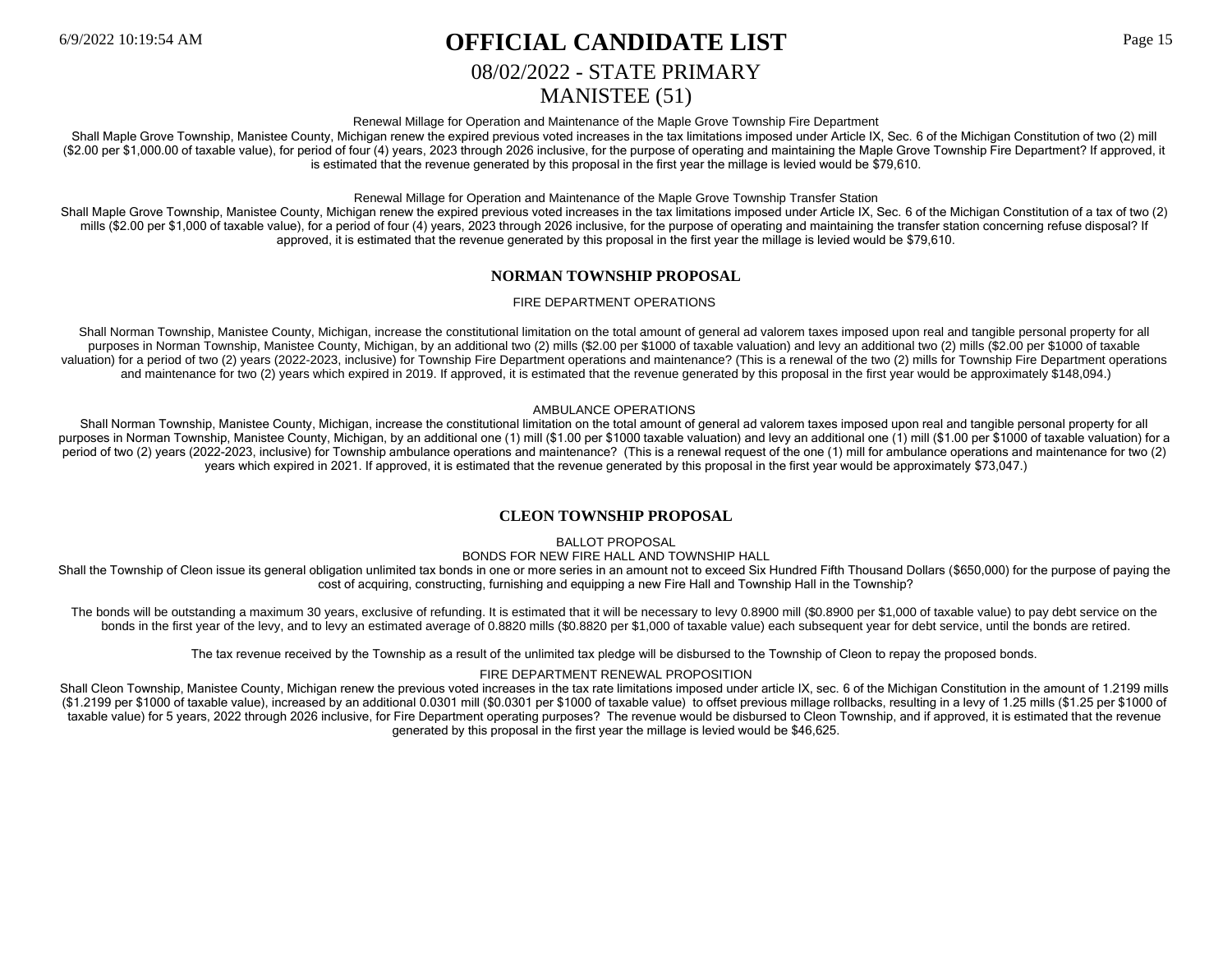Renewal Millage for Operation and Maintenance of the Maple Grove Township Fire Department

Shall Maple Grove Township, Manistee County, Michigan renew the expired previous voted increases in the tax limitations imposed under Article IX, Sec. 6 of the Michigan Constitution of two (2) mill ($2.00 per $1,000.00 of taxable value), for period of four (4) years, 2023 through 2026 inclusive, for the purpose of operating and maintaining the Maple Grove Township Fire Department? If approved, it is estimated that the revenue generated by this proposal in the first year the millage is levied would be $79,610.

Renewal Millage for Operation and Maintenance of the Maple Grove Township Transfer Station

Shall Maple Grove Township, Manistee County, Michigan renew the expired previous voted increases in the tax limitations imposed under Article IX, Sec. 6 of the Michigan Constitution of a tax of two (2) mills ($2.00 per $1,000 of taxable value), for a period of four (4) years, 2023 through 2026 inclusive, for the purpose of operating and maintaining the transfer station concerning refuse disposal? If approved, it is estimated that the revenue generated by this proposal in the first year the millage is levied would be $79,610.

## NORMAN TOWNSHIP PROPOSAL

FIRE DEPARTMENT OPERATIONS

Shall Norman Township, Manistee County, Michigan, increase the constitutional limitation on the total amount of general ad valorem taxes imposed upon real and tangible personal property for all purposes in Norman Township, Manistee County, Michigan, by an additional two (2) mills ($2.00 per $1000 of taxable valuation) and levy an additional two (2) mills ($2.00 per $1000 of taxable valuation) for a period of two (2) years (2022-2023, inclusive) for Township Fire Department operations and maintenance? (This is a renewal of the two (2) mills for Township Fire Department operations and maintenance for two (2) years which expired in 2019. If approved, it is estimated that the revenue generated by this proposal in the first year would be approximately $148,094.)

AMBULANCE OPERATIONS

Shall Norman Township, Manistee County, Michigan, increase the constitutional limitation on the total amount of general ad valorem taxes imposed upon real and tangible personal property for all purposes in Norman Township, Manistee County, Michigan, by an additional one (1) mill ($1.00 per $1000 taxable valuation) and levy an additional one (1) mill ($1.00 per $1000 of taxable valuation) for a period of two (2) years (2022-2023, inclusive) for Township ambulance operations and maintenance? (This is a renewal request of the one (1) mill for ambulance operations and maintenance for two (2) years which expired in 2021. If approved, it is estimated that the revenue generated by this proposal in the first year would be approximately $73,047.)

## CLEON TOWNSHIP PROPOSAL

BALLOT PROPOSAL

BONDS FOR NEW FIRE HALL AND TOWNSHIP HALL

Shall the Township of Cleon issue its general obligation unlimited tax bonds in one or more series in an amount not to exceed Six Hundred Fifth Thousand Dollars ($650,000) for the purpose of paying the cost of acquiring, constructing, furnishing and equipping a new Fire Hall and Township Hall in the Township?

The bonds will be outstanding a maximum 30 years, exclusive of refunding. It is estimated that it will be necessary to levy 0.8900 mill ($0.8900 per $1,000 of taxable value) to pay debt service on the bonds in the first year of the levy, and to levy an estimated average of 0.8820 mills ($0.8820 per $1,000 of taxable value) each subsequent year for debt service, until the bonds are retired.

The tax revenue received by the Township as a result of the unlimited tax pledge will be disbursed to the Township of Cleon to repay the proposed bonds.

FIRE DEPARTMENT RENEWAL PROPOSITION

Shall Cleon Township, Manistee County, Michigan renew the previous voted increases in the tax rate limitations imposed under article IX, sec. 6 of the Michigan Constitution in the amount of 1.2199 mills ($1.2199 per $1000 of taxable value), increased by an additional 0.0301 mill ($0.0301 per $1000 of taxable value) to offset previous millage rollbacks, resulting in a levy of 1.25 mills ($1.25 per $1000 of taxable value) for 5 years, 2022 through 2026 inclusive, for Fire Department operating purposes? The revenue would be disbursed to Cleon Township, and if approved, it is estimated that the revenue generated by this proposal in the first year the millage is levied would be $46,625.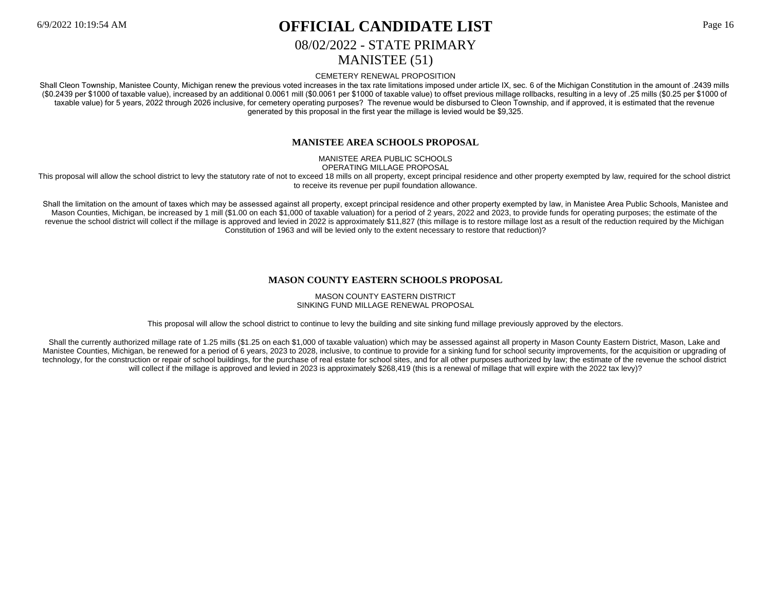CEMETERY RENEWAL PROPOSITION

Shall Cleon Township, Manistee County, Michigan renew the previous voted increases in the tax rate limitations imposed under article IX, sec. 6 of the Michigan Constitution in the amount of .2439 mills ($0.2439 per $1000 of taxable value), increased by an additional 0.0061 mill ($0.0061 per $1000 of taxable value) to offset previous millage rollbacks, resulting in a levy of .25 mills ($0.25 per $1000 of taxable value) for 5 years, 2022 through 2026 inclusive, for cemetery operating purposes? The revenue would be disbursed to Cleon Township, and if approved, it is estimated that the revenue generated by this proposal in the first year the millage is levied would be $9,325.

## MANISTEE AREA SCHOOLS PROPOSAL

MANISTEE AREA PUBLIC SCHOOLS
OPERATING MILLAGE PROPOSAL

This proposal will allow the school district to levy the statutory rate of not to exceed 18 mills on all property, except principal residence and other property exempted by law, required for the school district to receive its revenue per pupil foundation allowance.

Shall the limitation on the amount of taxes which may be assessed against all property, except principal residence and other property exempted by law, in Manistee Area Public Schools, Manistee and Mason Counties, Michigan, be increased by 1 mill ($1.00 on each $1,000 of taxable valuation) for a period of 2 years, 2022 and 2023, to provide funds for operating purposes; the estimate of the revenue the school district will collect if the millage is approved and levied in 2022 is approximately $11,827 (this millage is to restore millage lost as a result of the reduction required by the Michigan Constitution of 1963 and will be levied only to the extent necessary to restore that reduction)?

## MASON COUNTY EASTERN SCHOOLS PROPOSAL

MASON COUNTY EASTERN DISTRICT
SINKING FUND MILLAGE RENEWAL PROPOSAL

This proposal will allow the school district to continue to levy the building and site sinking fund millage previously approved by the electors.

Shall the currently authorized millage rate of 1.25 mills ($1.25 on each $1,000 of taxable valuation) which may be assessed against all property in Mason County Eastern District, Mason, Lake and Manistee Counties, Michigan, be renewed for a period of 6 years, 2023 to 2028, inclusive, to continue to provide for a sinking fund for school security improvements, for the acquisition or upgrading of technology, for the construction or repair of school buildings, for the purchase of real estate for school sites, and for all other purposes authorized by law; the estimate of the revenue the school district will collect if the millage is approved and levied in 2023 is approximately $268,419 (this is a renewal of millage that will expire with the 2022 tax levy)?